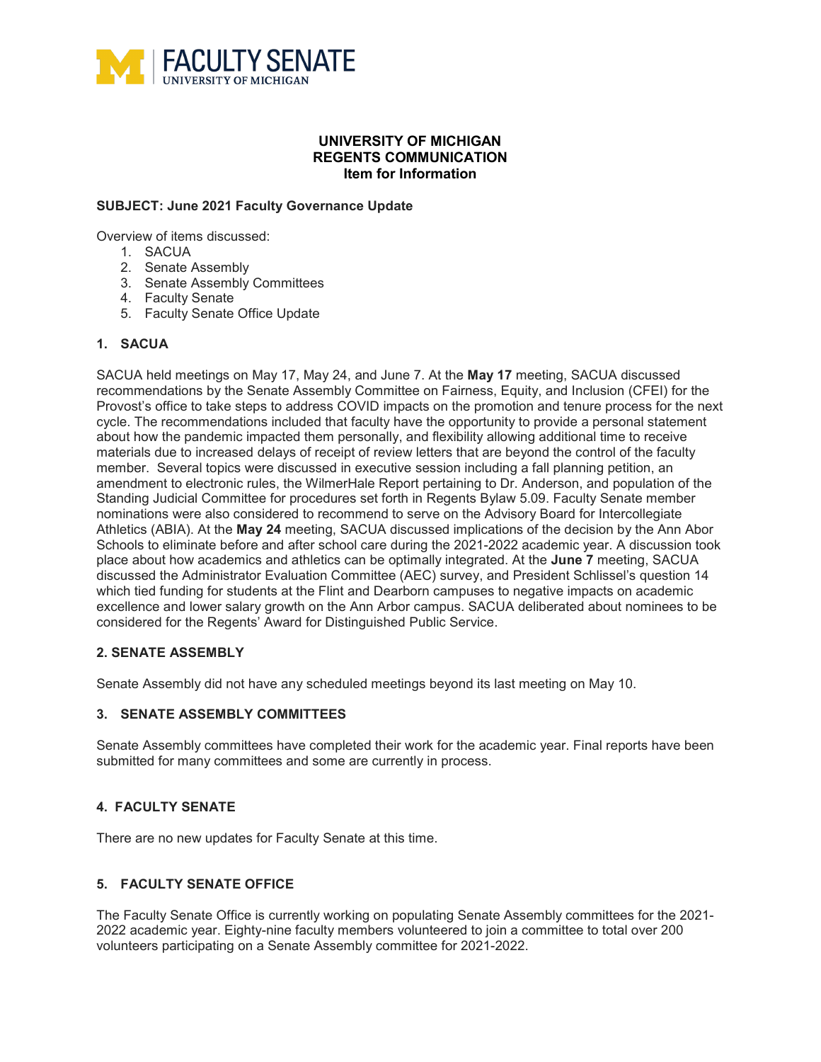FACULTY SENATE
UNIVERSITY OF MICHIGAN

**UNIVERSITY OF MICHIGAN**
**REGENTS COMMUNICATION**
**Item for Information**

**SUBJECT: June 2021 Faculty Governance Update**

Overview of items discussed:

1. SACUA
2. Senate Assembly
3. Senate Assembly Committees
4. Faculty Senate
5. Faculty Senate Office Update

## 1. SACUA

SACUA held meetings on May 17, May 24, and June 7. At the **May 17** meeting, SACUA discussed recommendations by the Senate Assembly Committee on Fairness, Equity, and Inclusion (CFEI) for the Provost's office to take steps to address COVID impacts on the promotion and tenure process for the next cycle. The recommendations included that faculty have the opportunity to provide a personal statement about how the pandemic impacted them personally, and flexibility allowing additional time to receive materials due to increased delays of receipt of review letters that are beyond the control of the faculty member. Several topics were discussed in executive session including a fall planning petition, an amendment to electronic rules, the WilmerHale Report pertaining to Dr. Anderson, and population of the Standing Judicial Committee for procedures set forth in Regents Bylaw 5.09. Faculty Senate member nominations were also considered to recommend to serve on the Advisory Board for Intercollegiate Athletics (ABIA). At the **May 24** meeting, SACUA discussed implications of the decision by the Ann Abor Schools to eliminate before and after school care during the 2021-2022 academic year. A discussion took place about how academics and athletics can be optimally integrated. At the **June 7** meeting, SACUA discussed the Administrator Evaluation Committee (AEC) survey, and President Schlissel's question 14 which tied funding for students at the Flint and Dearborn campuses to negative impacts on academic excellence and lower salary growth on the Ann Arbor campus. SACUA deliberated about nominees to be considered for the Regents' Award for Distinguished Public Service.

## 2. SENATE ASSEMBLY

Senate Assembly did not have any scheduled meetings beyond its last meeting on May 10.

## 3. SENATE ASSEMBLY COMMITTEES

Senate Assembly committees have completed their work for the academic year. Final reports have been submitted for many committees and some are currently in process.

## 4. FACULTY SENATE

There are no new updates for Faculty Senate at this time.

## 5. FACULTY SENATE OFFICE

The Faculty Senate Office is currently working on populating Senate Assembly committees for the 2021-2022 academic year. Eighty-nine faculty members volunteered to join a committee to total over 200 volunteers participating on a Senate Assembly committee for 2021-2022.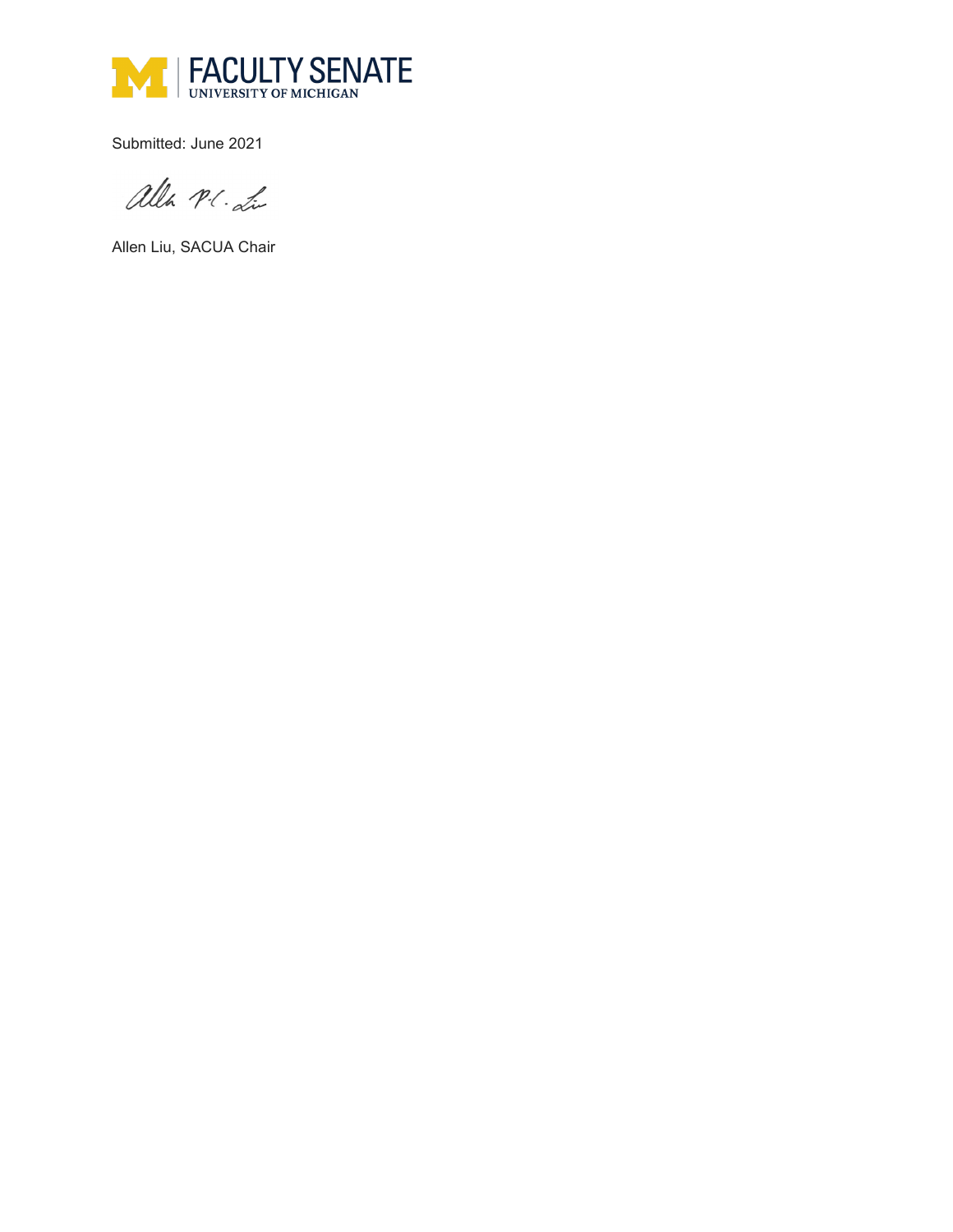FACULTY SENATE
UNIVERSITY OF MICHIGAN

Submitted: June 2021

Allen Liu, SACUA Chair